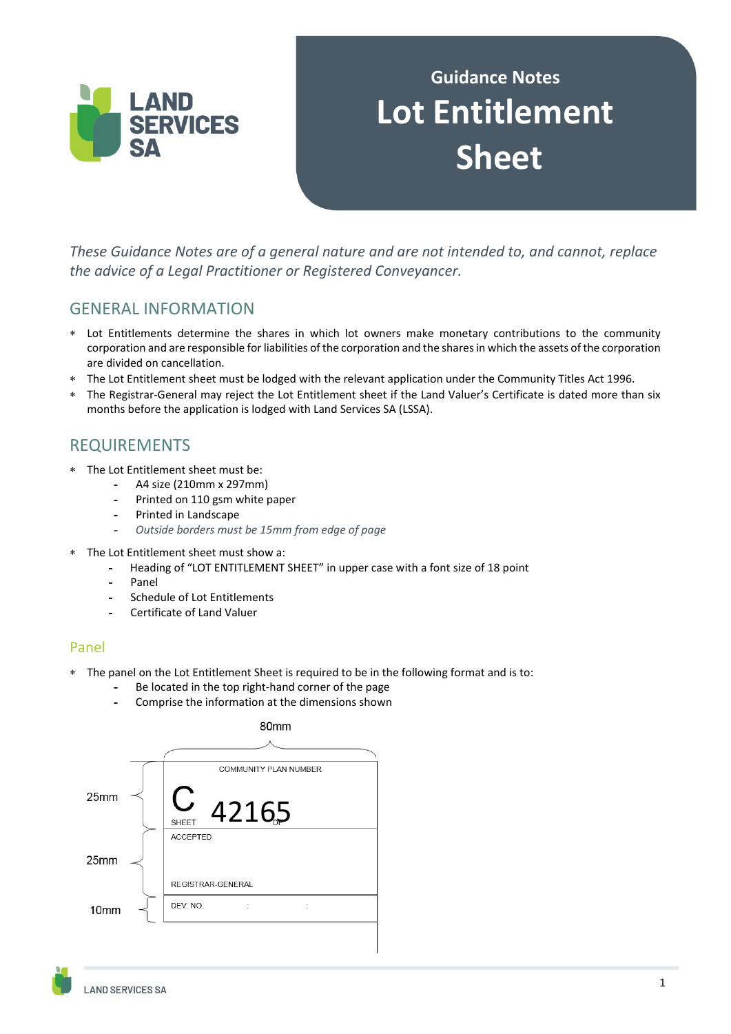Guidance Notes

# Lot Entitlement Sheet

*These Guidance Notes are of a general nature and are not intended to, and cannot, replace the advice of a Legal Practitioner or Registered Conveyancer.*

## GENERAL INFORMATION

- Lot Entitlements determine the shares in which lot owners make monetary contributions to the community corporation and are responsible for liabilities of the corporation and the shares in which the assets of the corporation are divided on cancellation.
- The Lot Entitlement sheet must be lodged with the relevant application under the Community Titles Act 1996.
- The Registrar-General may reject the Lot Entitlement sheet if the Land Valuer's Certificate is dated more than six months before the application is lodged with Land Services SA (LSSA).

## REQUIREMENTS

- The Lot Entitlement sheet must be:
  - A4 size (210mm x 297mm)
  - Printed on 110 gsm white paper
  - Printed in Landscape
  - *Outside borders must be 15mm from edge of page*
- The Lot Entitlement sheet must show a:
  - Heading of "LOT ENTITLEMENT SHEET" in upper case with a font size of 18 point
  - Panel
  - Schedule of Lot Entitlements
  - Certificate of Land Valuer

### Panel

- The panel on the Lot Entitlement Sheet is required to be in the following format and is to:
  - Be located in the top right-hand corner of the page
  - Comprise the information at the dimensions shown

80mm

25mm

COMMUNITY PLAN NUMBER

C 42165

SHEET OF

25mm

ACCEPTED

REGISTRAR-GENERAL

10mm

DEV. NO. : :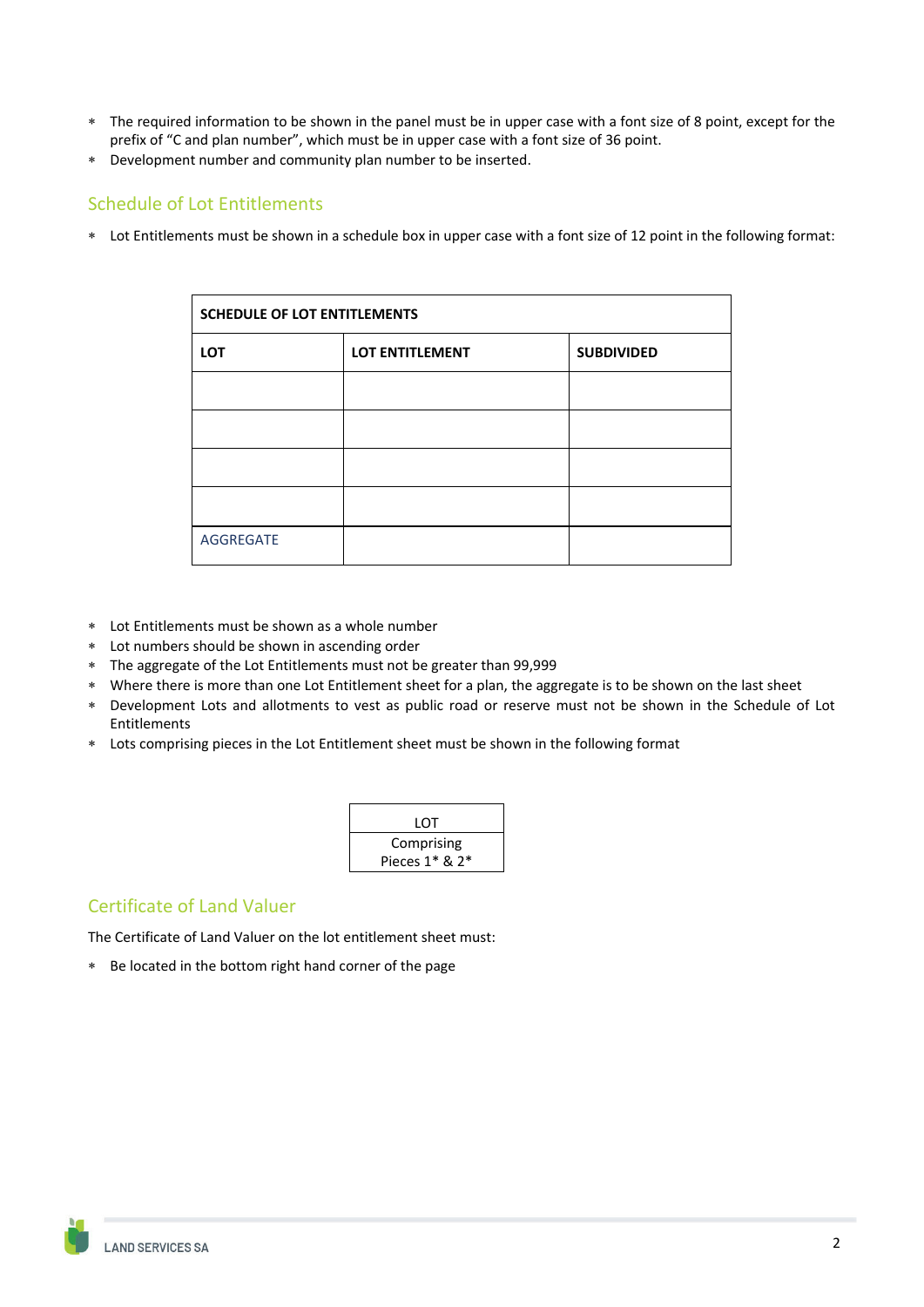* The required information to be shown in the panel must be in upper case with a font size of 8 point, except for the prefix of "C and plan number", which must be in upper case with a font size of 36 point.
* Development number and community plan number to be inserted.

## Schedule of Lot Entitlements

* Lot Entitlements must be shown in a schedule box in upper case with a font size of 12 point in the following format:

| SCHEDULE OF LOT ENTITLEMENTS | | |
|---|---|---|
| **LOT** | **LOT ENTITLEMENT** | **SUBDIVIDED** |
| | | |
| | | |
| | | |
| | | |
| AGGREGATE | | |

* Lot Entitlements must be shown as a whole number
* Lot numbers should be shown in ascending order
* The aggregate of the Lot Entitlements must not be greater than 99,999
* Where there is more than one Lot Entitlement sheet for a plan, the aggregate is to be shown on the last sheet
* Development Lots and allotments to vest as public road or reserve must not be shown in the Schedule of Lot Entitlements
* Lots comprising pieces in the Lot Entitlement sheet must be shown in the following format

| LOT |
|---|
| Comprising Pieces 1* & 2* |

## Certificate of Land Valuer

The Certificate of Land Valuer on the lot entitlement sheet must:

* Be located in the bottom right hand corner of the page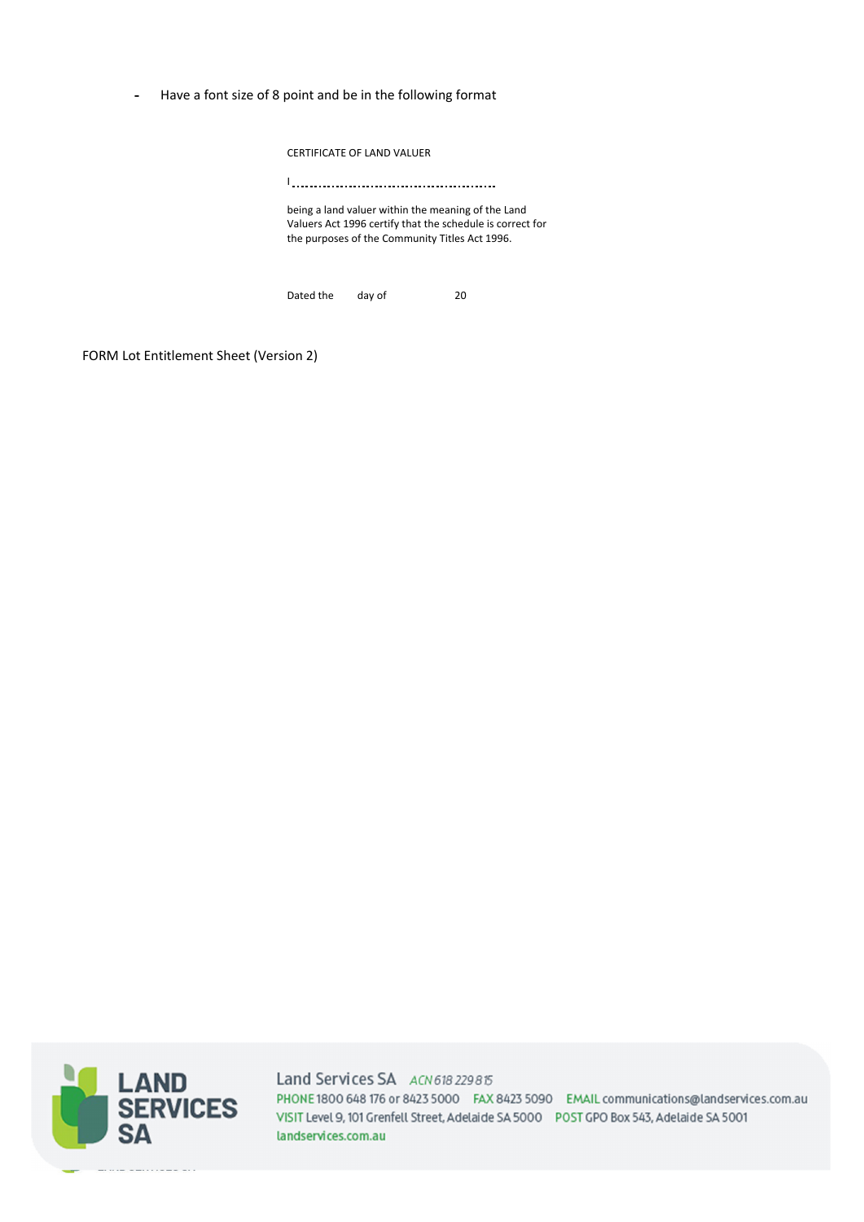- Have a font size of 8 point and be in the following format

CERTIFICATE OF LAND VALUER

I ……………………………………………

being a land valuer within the meaning of the Land Valuers Act 1996 certify that the schedule is correct for the purposes of the Community Titles Act 1996.

Dated the day of 20

FORM Lot Entitlement Sheet (Version 2)